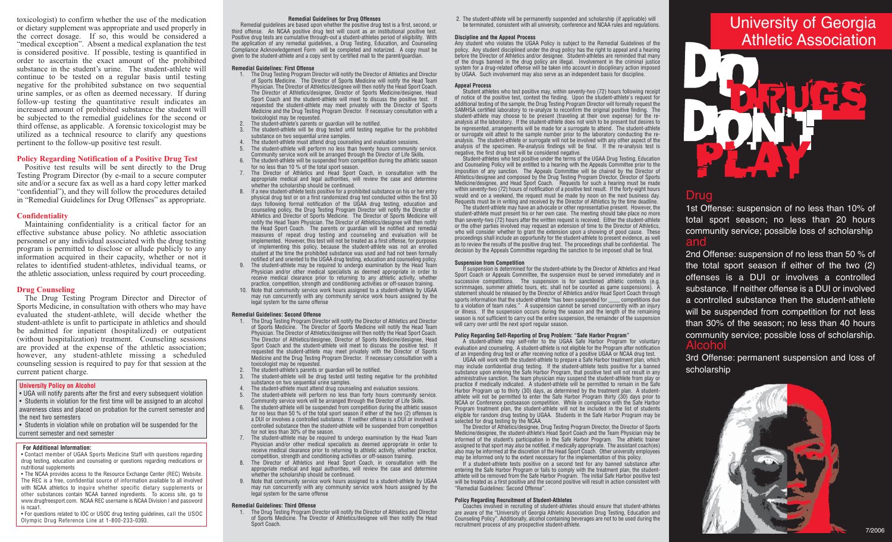toxicologist) to confirm whether the use of the medication or dietary supplement was appropriate and used properly in the correct dosage. If so, this would be considered a "medical exception". Absent a medical explanation the test is considered positive. If possible, testing is quantified in order to ascertain the exact amount of the prohibited substance in the student's urine. The student-athlete will continue to be tested on a regular basis until testing negative for the prohibited substance on two sequential urine samples, or as often as deemed necessary. If during follow-up testing the quantitative result indicates an increased amount of prohibited substance the student will be subjected to the remedial guidelines for the second or third offense, as applicable. A forensic toxicologist may be utilized as a technical resource to clarify any questions pertinent to the follow-up positive test result.

## Policy Regarding Notification of a Positive Drug Test

Positive test results will be sent directly to the Drug Testing Program Director (by e-mail to a secure computer site and/or a secure fax as well as a hard copy letter marked "confidential"), and they will follow the procedures detailed in "Remedial Guidelines for Drug Offenses" as appropriate.

## Confidentiality

Maintaining confidentiality is a critical factor for an effective substance abuse policy. No athletic association personnel or any individual associated with the drug testing program is permitted to disclose or allude publicly to any information acquired in their capacity, whether or not it relates to identified student-athletes, individual teams, or the athletic association, unless required by court proceeding.

## Drug Counseling

The Drug Testing Program Director and Director of Sports Medicine, in consultation with others who may have evaluated the student-athlete, will decide whether the student-athlete is unfit to participate in athletics and should be admitted for inpatient (hospitalized) or outpatient (without hospitalization) treatment. Counseling sessions are provided at the expense of the athletic association; however, any student-athlete missing a scheduled counseling session is required to pay for that session at the current patient charge.

### University Policy on Alcohol

- UGA will notify parents after the first and every subsequent violation
- Students in violation for the first time will be assigned to an alcohol awareness class and placed on probation for the current semester and the next two semesters
- Students in violation while on probation will be suspended for the current semester and next semester

### For Additional Information:

- Contact member of UGAA Sports Medicine Staff with questions regarding drug testing, education and counseling or questions regarding medications or nutritional supplements
- The NCAA provides access to the Resource Exchange Center (REC) Website. The REC is a free, confidential source of information available to all involved with NCAA athletics to inquire whether specific dietary supplements or other substances contain NCAA banned ingredients. To access site, go to www.drugfreesport.com. NCAA REC username is NCAA Division I and password is ncaa1.
- For questions related to IOC or USOC drug testing guidelines, call the USOC Olympic Drug Reference Line at 1-800-233-0393.

## Remedial Guidelines for Drug Offenses

Remedial guidelines are based upon whether the positive drug test is a first, second, or third offense. An NCAA positive drug test will count as an institutional positive test. Positive drug tests are cumulative through-out a student-athletes period of eligibility. With the application of any remedial guidelines, a Drug Testing, Education, and Counseling Compliance Acknowledgement Form will be completed and notarized. A copy must be given to the student-athlete and a copy sent by certified mail to the parent/guardian.

### Remedial Guidelines: First Offense

1. The Drug Testing Program Director will notify the Director of Athletics and Director of Sports Medicine. The Director of Sports Medicine will notify the Head Team Physician. The Director of Athletics/designee will then notify the Head Sport Coach. The Director of Athletics/designee, Director of Sports Medicine/designee, Head Sport Coach and the student-athlete will meet to discuss the positive test. If requested the student-athlete may meet privately with the Director of Sports Medicine and the Drug Testing Program Director. If necessary consultation with a toxicologist may be requested.
2. The student-athlete's parents or guardian will be notified.
3. The student-athlete will be drug tested until testing negative for the prohibited substance on two sequential urine samples.
4. The student-athlete must attend drug counseling and evaluation sessions.
5. The student-athlete will perform no less than twenty hours community service. Community service work will be arranged through the Director of Life Skills.
6. The student-athlete will be suspended from competition during the athletic season for no less than 10 % of the total sport season.
7. The Director of Athletics and Head Sport Coach, in consultation with the appropriate medical and legal authorities, will review the case and determine whether the scholarship should be continued.
8. If a new student-athlete tests positive for a prohibited substance on his or her entry physical drug test or on a first randomized drug test conducted within the first 30 days following formal notification of the UGAA drug testing, education and counseling policy, the Drug Testing Program Director will notify the Director of Athletics and Director of Sports Medicine. The Director of Sports Medicine will notify the Head Team Physician. The Director of Athletics/designee will then notify the Head Sport Coach. The parents or guardian will be notified and remedial measures of repeat drug testing and counseling and evaluation will be implemented. However, this test will not be treated as a first offense, for purposes of implementing this policy, because the student-athlete was not an enrolled student at the time the prohibited substance was used and had not been formally notified of and oriented to the UGAA drug testing, education and counseling policy.
9. The student-athlete may be required to undergo examination by the Head Team Physician and/or other medical specialists as deemed appropriate in order to receive medical clearance prior to returning to any athletic activity, whether practice, competition, strength and conditioning activities or off-season training.
10. Note that community service work hours assigned to a student-athlete by UGAA may run concurrently with any community service work hours assigned by the legal system for the same offense

### Remedial Guidelines: Second Offense

1. The Drug Testing Program Director will notify the Director of Athletics and Director of Sports Medicine. The Director of Sports Medicine will notify the Head Team Physician. The Director of Athletics/designee will then notify the Head Sport Coach. The Director of Athletics/designee, Director of Sports Medicine/designee, Head Sport Coach and the student-athlete will meet to discuss the positive test. If requested the student-athlete may meet privately with the Director of Sports Medicine and the Drug Testing Program Director. If necessary consultation with a toxicologist may be requested.
2. The student-athlete's parents or guardian will be notified.
3. The student-athlete will be drug tested until testing negative for the prohibited substance on two sequential urine samples.
4. The student-athlete must attend drug counseling and evaluation sessions.
5. The student-athlete will perform no less than forty hours community service. Community service work will be arranged through the Director of Life Skills.
6. The student-athlete will be suspended from competition during the athletic season for no less than 50 % of the total sport season if either of the two (2) offenses is a DUI or involves a controlled substance. If neither offense is a DUI or involved a controlled substance then the student-athlete will be suspended from competition for not less than 30% of the season.
7. The student-athlete may be required to undergo examination by the Head Team Physician and/or other medical specialists as deemed appropriate in order to receive medical clearance prior to returning to athletic activity, whether practice, competition, strength and conditioning activities or off-season training.
8. The Director of Athletics and Head Sport Coach, in consultation with the appropriate medical and legal authorities, will review the case and determine whether the scholarship should be continued.
9. Note that community service work hours assigned to a student-athlete by UGAA may run concurrently with any community service work hours assigned by the legal system for the same offense

### Remedial Guidelines: Third Offense

1. The Drug Testing Program Director will notify the Director of Athletics and Director of Sports Medicine. The Director of Athletics/designee will then notify the Head Sport Coach.
2. The student-athlete will be permanently suspended and scholarship (if applicable) will be terminated, consistent with all university, conference and NCAA rules and regulations.

## Discipline and the Appeal Process

Any student who violates the UGAA Policy is subject to the Remedial Guidelines of the policy. Any student disciplined under the drug policy has the right to appeal and a hearing before the Director of Athletics and/or designee. Student-athletes are reminded that many of the drugs banned in the drug policy are illegal. Involvement in the criminal justice system for a drug-related offense will be taken into account in disciplinary action imposed by UGAA. Such involvement may also serve as an independent basis for discipline.

## Appeal Process

Student athletes who test positive may, within seventy-two (72) hours following receipt of notice of the positive test, contest the finding. Upon the student-athlete's request for additional testing of the sample, the Drug Testing Program Director will formally request the SAMHSA certified laboratory to re-analyze to reconfirm the original positive finding. The student-athlete may choose to be present (traveling at their own expense) for the re-analysis at the laboratory. If the student-athlete does not wish to be present but desires to be represented, arrangements will be made for a surrogate to attend. The student-athlete or surrogate will attest to the sample number prior to the laboratory conducting the re-analysis. The student-athlete or surrogate will not be involved with any other aspect of the analysis of the specimen. Re-analysis findings will be final. If the re-analysis test is negative, the first drug test will be considered negative.

Student-athletes who test positive under the terms of the UGAA Drug Testing, Education and Counseling Policy will be entitled to a hearing with the Appeals Committee prior to the imposition of any sanction. The Appeals Committee will be chaired by the Director of Athletics/designee and composed by the Drug Testing Program Director, Director of Sports Medicine/designee, and Head Sport Coach. Requests for such a hearing must be made within seventy-two (72) hours of notification of a positive test result. If the forty-eight hours would end on a weekend, the request must be made by noon on the next business day. Requests must be in writing and received by the Director of Athletics by the time deadline.

The student-athlete may have an advocate or other representative present. However, the student-athlete must present his or her own case. The meeting should take place no more than seventy-two (72) hours after the written request is received. Either the student-athlete or the other parties involved may request an extension of time to the Director of Athletics, who will consider whether to grant the extension upon a showing of good cause. These proceedings shall include an opportunity for the student-athlete to present evidence, as well as to review the results of the positive drug test. The proceedings shall be confidential. The decision by the Appeals Committee regarding the sanction to be imposed shall be final.

## Suspension from Competition

If suspension is determined for the student-athlete by the Director of Athletics and Head Sport Coach or Appeals Committee, the suspension must be served immediately and in successive competitions. The suspension is for sanctioned athletic contests (e.g. scrimmages, summer athletic tours, etc. shall not be counted as game suspensions). A statement should be released by the Director of Athletics and/or Head Sport Coach through sports information that the student-athlete "has been suspended for ____ competitions due to a violation of team rules." A suspension cannot be served concurrently with an injury or illness. If the suspension occurs during the season and the length of the remaining season is not sufficient to carry out the entire suspension, the remainder of the suspension will carry over until the next sport regular season.

## Policy Regarding Self-Reporting of Drug Problem: "Safe Harbor Program"

A student-athlete may self-refer to the UGAA Safe Harbor Program for voluntary evaluation and counseling. A student-athlete is not eligible for the Program after notification of an impending drug test or after receiving notice of a positive UGAA or NCAA drug test.

UGAA will work with the student-athlete to prepare a Safe Harbor treatment plan, which may include confidential drug testing. If the student-athlete tests positive for a banned substance upon entering the Safe Harbor Program, that positive test will not result in any administrative sanction. The team physician may suspend the student-athlete from play or practice if medically indicated. A student-athlete will be permitted to remain in the Safe Harbor Program up to thirty (30) days, as determined by the treatment plan. A student-athlete will not be permitted to enter the Safe Harbor Program thirty (30) days prior to NCAA or Conference postseason competition. While in compliance with the Safe Harbor Program treatment plan, the student-athlete will not be included in the list of students eligible for random drug testing by UGAA. Students in the Safe Harbor Program may be selected for drug testing by the NCAA.

The Director of Athletics/designee, Drug Testing Program Director, the Director of Sports Medicine/designee, the student-athlete's Head Sport Coach and the Team Physician may be informed of the student's participation in the Safe Harbor Program. The athletic trainer assigned to that sport may also be notified, if medically appropriate. The assistant coach(es) also may be informed at the discretion of the Head Sport Coach. Other university employees may be informed only to the extent necessary for the implementation of this policy.

If a student-athlete tests positive on a second test for any banned substance after entering the Safe Harbor Program or fails to comply with the treatment plan, the student-athlete will be removed from the Safe Harbor Program. The initial Safe Harbor positive test will be treated as a first positive and the second positive will result in action consistent with "Remedial Guidelines: Second Offense".

## Policy Regarding Recruitment of Student-Athletes

Coaches involved in recruiting of student-athletes should ensure that student-athletes are aware of the "University of Georgia Athletic Association Drug Testing, Education and Counseling Policy". Additionally, alcohol containing beverages are not to be used during the recruitment process of any prospective student-athlete.

# University of Georgia Athletic Association

# DO DRUGS DON'T PLAY

## Drug

1st Offense: suspension of no less than 10% of total sport season; no less than 20 hours community service; possible loss of scholarship

and

2nd Offense: suspension of no less than 50 % of the total sport season if either of the two (2) offenses is a DUI or involves a controlled substance. If neither offense is a DUI or involved a controlled substance then the student-athlete will be suspended from competition for not less than 30% of the season; no less than 40 hours community service; possible loss of scholarship.

## Alcohol

3rd Offense: permanent suspension and loss of scholarship

7/2006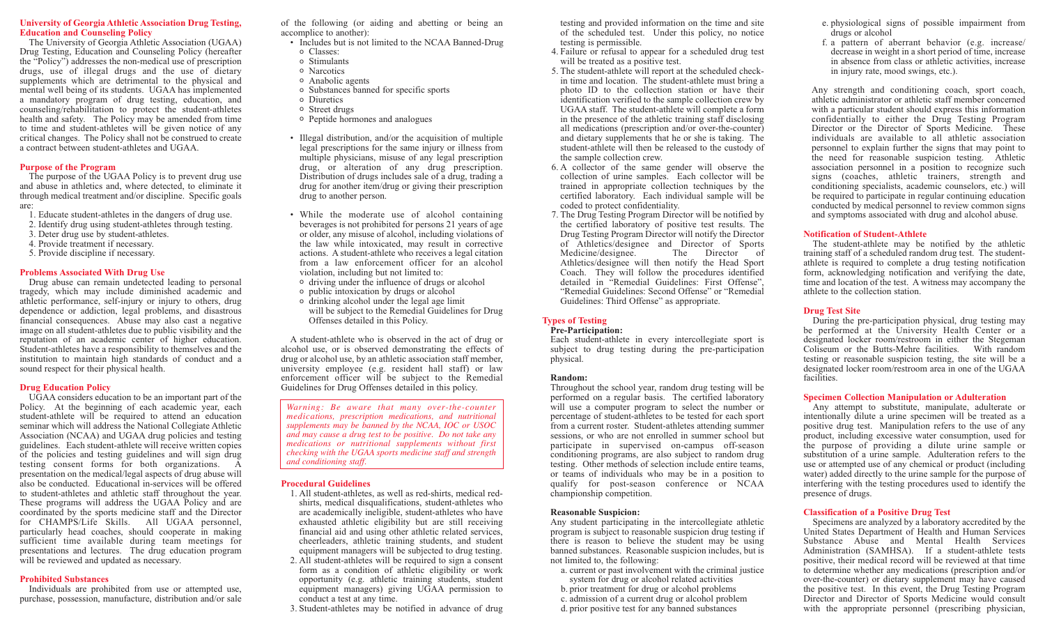## University of Georgia Athletic Association Drug Testing, Education and Counseling Policy

The University of Georgia Athletic Association (UGAA) Drug Testing, Education and Counseling Policy (hereafter the "Policy") addresses the non-medical use of prescription drugs, use of illegal drugs and the use of dietary supplements which are detrimental to the physical and mental well being of its students. UGAA has implemented a mandatory program of drug testing, education, and counseling/rehabilitation to protect the student-athletes health and safety. The Policy may be amended from time to time and student-athletes will be given notice of any critical changes. The Policy shall not be construed to create a contract between student-athletes and UGAA.

### Purpose of the Program

The purpose of the UGAA Policy is to prevent drug use and abuse in athletics and, where detected, to eliminate it through medical treatment and/or discipline. Specific goals are:

1. Educate student-athletes in the dangers of drug use.
2. Identify drug using student-athletes through testing.
3. Deter drug use by student-athletes.
4. Provide treatment if necessary.
5. Provide discipline if necessary.

### Problems Associated With Drug Use

Drug abuse can remain undetected leading to personal tragedy, which may include diminished academic and athletic performance, self-injury or injury to others, drug dependence or addiction, legal problems, and disastrous financial consequences. Abuse may also cast a negative image on all student-athletes due to public visibility and the reputation of an academic center of higher education. Student-athletes have a responsibility to themselves and the institution to maintain high standards of conduct and a sound respect for their physical health.

### Drug Education Policy

UGAA considers education to be an important part of the Policy. At the beginning of each academic year, each student-athlete will be required to attend an education seminar which will address the National Collegiate Athletic Association (NCAA) and UGAA drug policies and testing guidelines. Each student-athlete will receive written copies of the policies and testing guidelines and will sign drug testing consent forms for both organizations. A presentation on the medical/legal aspects of drug abuse will also be conducted. Educational in-services will be offered to student-athletes and athletic staff throughout the year. These programs will address the UGAA Policy and are coordinated by the sports medicine staff and the Director for CHAMPS/Life Skills. All UGAA personnel, particularly head coaches, should cooperate in making sufficient time available during team meetings for presentations and lectures. The drug education program will be reviewed and updated as necessary.

### Prohibited Substances

Individuals are prohibited from use or attempted use, purchase, possession, manufacture, distribution and/or sale of the following (or aiding and abetting or being an accomplice to another):

- Includes but is not limited to the NCAA Banned-Drug
  - Classes:
  - Stimulants
  - Narcotics
  - Anabolic agents
  - Substances banned for specific sports
  - Diuretics
  - Street drugs
  - Peptide hormones and analogues

- Illegal distribution, and/or the acquisition of multiple legal prescriptions for the same injury or illness from multiple physicians, misuse of any legal prescription drug, or alteration of any drug prescription. Distribution of drugs includes sale of a drug, trading a drug for another item/drug or giving their prescription drug to another person.

- While the moderate use of alcohol containing beverages is not prohibited for persons 21 years of age or older, any misuse of alcohol, including violations of the law while intoxicated, may result in corrective actions. A student-athlete who receives a legal citation from a law enforcement officer for an alcohol violation, including but not limited to:
  - driving under the influence of drugs or alcohol
  - public intoxication by drugs or alcohol
  - drinking alcohol under the legal age limit

  will be subject to the Remedial Guidelines for Drug Offenses detailed in this Policy.

A student-athlete who is observed in the act of drug or alcohol use, or is observed demonstrating the effects of drug or alcohol use, by an athletic association staff member, university employee (e.g. resident hall staff) or law enforcement officer will be subject to the Remedial Guidelines for Drug Offenses detailed in this policy.

*Warning: Be aware that many over-the-counter medications, prescription medications, and nutritional supplements may be banned by the NCAA, IOC or USOC and may cause a drug test to be positive. Do not take any medications or nutritional supplements without first checking with the UGAA sports medicine staff and strength and conditioning staff.*

### Procedural Guidelines

1. All student-athletes, as well as red-shirts, medical red-shirts, medical disqualifications, student-athletes who are academically ineligible, student-athletes who have exhausted athletic eligibility but are still receiving financial aid and using other athletic related services, cheerleaders, athletic training students, and student equipment managers will be subjected to drug testing.
2. All student-athletes will be required to sign a consent form as a condition of athletic eligibility or work opportunity (e.g. athletic training students, student equipment managers) giving UGAA permission to conduct a test at any time.
3. Student-athletes may be notified in advance of drug testing and provided information on the time and site of the scheduled test. Under this policy, no notice testing is permissible.
4. Failure or refusal to appear for a scheduled drug test will be treated as a positive test.
5. The student-athlete will report at the scheduled check-in time and location. The student-athlete must bring a photo ID to the collection station or have their identification verified to the sample collection crew by UGAA staff. The student-athlete will complete a form in the presence of the athletic training staff disclosing all medications (prescription and/or over-the-counter) and dietary supplements that he or she is taking. The student-athlete will then be released to the custody of the sample collection crew.
6. A collector of the same gender will observe the collection of urine samples. Each collector will be trained in appropriate collection techniques by the certified laboratory. Each individual sample will be coded to protect confidentiality.
7. The Drug Testing Program Director will be notified by the certified laboratory of positive test results. The Drug Testing Program Director will notify the Director of Athletics/designee and Director of Sports Medicine/designee. The Director of Athletics/designee will then notify the Head Sport Coach. They will follow the procedures identified detailed in "Remedial Guidelines: First Offense", "Remedial Guidelines: Second Offense" or "Remedial Guidelines: Third Offense" as appropriate.

### Types of Testing

**Pre-Participation:**

Each student-athlete in every intercollegiate sport is subject to drug testing during the pre-participation physical.

**Random:**

Throughout the school year, random drug testing will be performed on a regular basis. The certified laboratory will use a computer program to select the number or percentage of student-athletes to be tested for each sport from a current roster. Student-athletes attending summer sessions, or who are not enrolled in summer school but participate in supervised on-campus off-season conditioning programs, are also subject to random drug testing. Other methods of selection include entire teams, or teams of individuals who may be in a position to qualify for post-season conference or NCAA championship competition.

**Reasonable Suspicion:**

Any student participating in the intercollegiate athletic program is subject to reasonable suspicion drug testing if there is reason to believe the student may be using banned substances. Reasonable suspicion includes, but is not limited to, the following:

a. current or past involvement with the criminal justice system for drug or alcohol related activities
b. prior treatment for drug or alcohol problems
c. admission of a current drug or alcohol problem
d. prior positive test for any banned substances
e. physiological signs of possible impairment from drugs or alcohol
f. a pattern of aberrant behavior (e.g. increase/decrease in weight in a short period of time, increase in absence from class or athletic activities, increase in injury rate, mood swings, etc.).

Any strength and conditioning coach, sport coach, athletic administrator or athletic staff member concerned with a particular student should express this information confidentially to either the Drug Testing Program Director or the Director of Sports Medicine. These individuals are available to all athletic association personnel to explain further the signs that may point to the need for reasonable suspicion testing. Athletic association personnel in a position to recognize such signs (coaches, athletic trainers, strength and conditioning specialists, academic counselors, etc.) will be required to participate in regular continuing education conducted by medical personnel to review common signs and symptoms associated with drug and alcohol abuse.

### Notification of Student-Athlete

The student-athlete may be notified by the athletic training staff of a scheduled random drug test. The student-athlete is required to complete a drug testing notification form, acknowledging notification and verifying the date, time and location of the test. A witness may accompany the athlete to the collection station.

### Drug Test Site

During the pre-participation physical, drug testing may be performed at the University Health Center or a designated locker room/restroom in either the Stegeman Coliseum or the Butts-Mehre facilities. With random testing or reasonable suspicion testing, the site will be a designated locker room/restroom area in one of the UGAA facilities.

### Specimen Collection Manipulation or Adulteration

Any attempt to substitute, manipulate, adulterate or intentionally dilute a urine specimen will be treated as a positive drug test. Manipulation refers to the use of any product, including excessive water consumption, used for the purpose of providing a dilute urine sample or substitution of a urine sample. Adulteration refers to the use or attempted use of any chemical or product (including water) added directly to the urine sample for the purpose of interfering with the testing procedures used to identify the presence of drugs.

### Classification of a Positive Drug Test

Specimens are analyzed by a laboratory accredited by the United States Department of Health and Human Services Substance Abuse and Mental Health Services Administration (SAMHSA). If a student-athlete tests positive, their medical record will be reviewed at that time to determine whether any medications (prescription and/or over-the-counter) or dietary supplement may have caused the positive test. In this event, the Drug Testing Program Director and Director of Sports Medicine would consult with the appropriate personnel (prescribing physician,